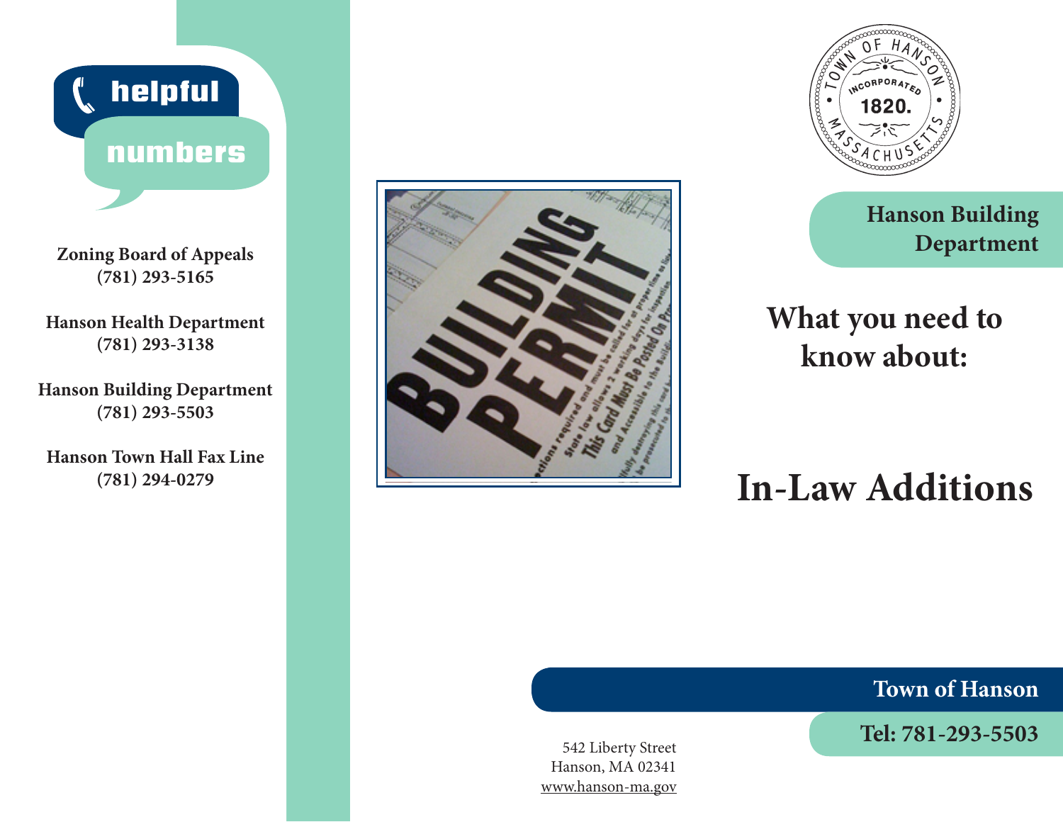## helpful numbers

**Zoning Board of Appeals**
**(781) 293-5165**

**Hanson Health Department**
**(781) 293-3138**

**Hanson Building Department**
**(781) 293-5503**

**Hanson Town Hall Fax Line**
**(781) 294-0279**

**Hanson Building Department**

## What you need to know about:

# In-Law Additions

**Town of Hanson**

**Tel: 781-293-5503**

542 Liberty Street
Hanson, MA 02341
www.hanson-ma.gov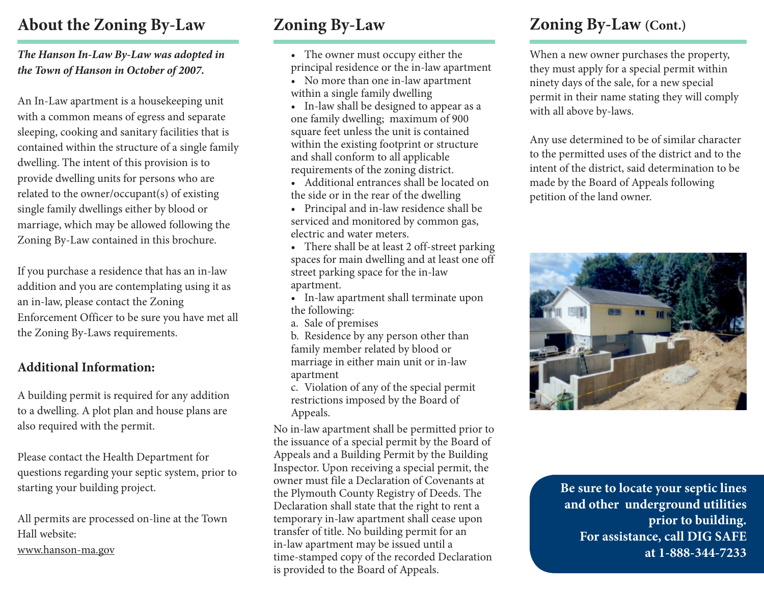## About the Zoning By-Law

***The Hanson In-Law By-Law was adopted in the Town of Hanson in October of 2007.***

An In-Law apartment is a housekeeping unit with a common means of egress and separate sleeping, cooking and sanitary facilities that is contained within the structure of a single family dwelling. The intent of this provision is to provide dwelling units for persons who are related to the owner/occupant(s) of existing single family dwellings either by blood or marriage, which may be allowed following the Zoning By-Law contained in this brochure.

If you purchase a residence that has an in-law addition and you are contemplating using it as an in-law, please contact the Zoning Enforcement Officer to be sure you have met all the Zoning By-Laws requirements.

### Additional Information:

A building permit is required for any addition to a dwelling. A plot plan and house plans are also required with the permit.

Please contact the Health Department for questions regarding your septic system, prior to starting your building project.

All permits are processed on-line at the Town Hall website:
www.hanson-ma.gov

## Zoning By-Law

- The owner must occupy either the principal residence or the in-law apartment
- No more than one in-law apartment within a single family dwelling
- In-law shall be designed to appear as a one family dwelling; maximum of 900 square feet unless the unit is contained within the existing footprint or structure and shall conform to all applicable requirements of the zoning district.
- Additional entrances shall be located on the side or in the rear of the dwelling
- Principal and in-law residence shall be serviced and monitored by common gas, electric and water meters.
- There shall be at least 2 off-street parking spaces for main dwelling and at least one off street parking space for the in-law apartment.
- In-law apartment shall terminate upon the following:

a. Sale of premises
b. Residence by any person other than family member related by blood or marriage in either main unit or in-law apartment
c. Violation of any of the special permit restrictions imposed by the Board of Appeals.

No in-law apartment shall be permitted prior to the issuance of a special permit by the Board of Appeals and a Building Permit by the Building Inspector. Upon receiving a special permit, the owner must file a Declaration of Covenants at the Plymouth County Registry of Deeds. The Declaration shall state that the right to rent a temporary in-law apartment shall cease upon transfer of title. No building permit for an in-law apartment may be issued until a time-stamped copy of the recorded Declaration is provided to the Board of Appeals.

## Zoning By-Law (Cont.)

When a new owner purchases the property, they must apply for a special permit within ninety days of the sale, for a new special permit in their name stating they will comply with all above by-laws.

Any use determined to be of similar character to the permitted uses of the district and to the intent of the district, said determination to be made by the Board of Appeals following petition of the land owner.

**Be sure to locate your septic lines and other underground utilities prior to building.
For assistance, call DIG SAFE at 1-888-344-7233**